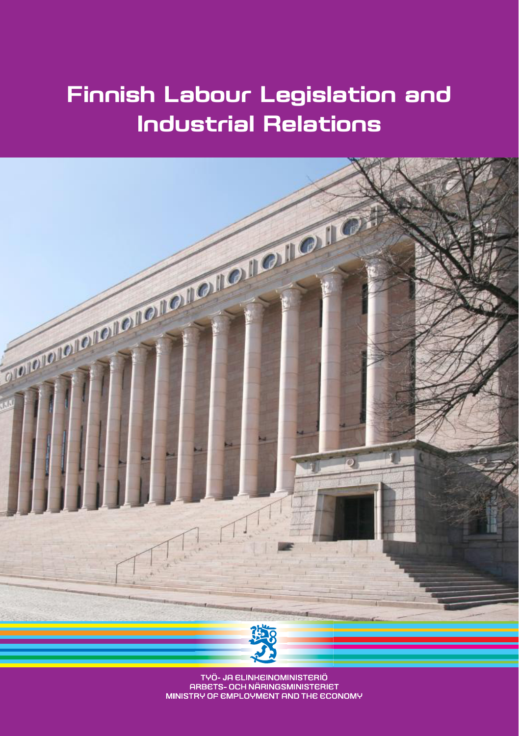# Finnish Labour Legislation and Industrial Relations

TYÖ- JA ELINKEINOMINISTERIÖ
ARBETS- OCH NÄRINGSMINISTERIET
MINISTRY OF EMPLOYMENT AND THE ECONOMY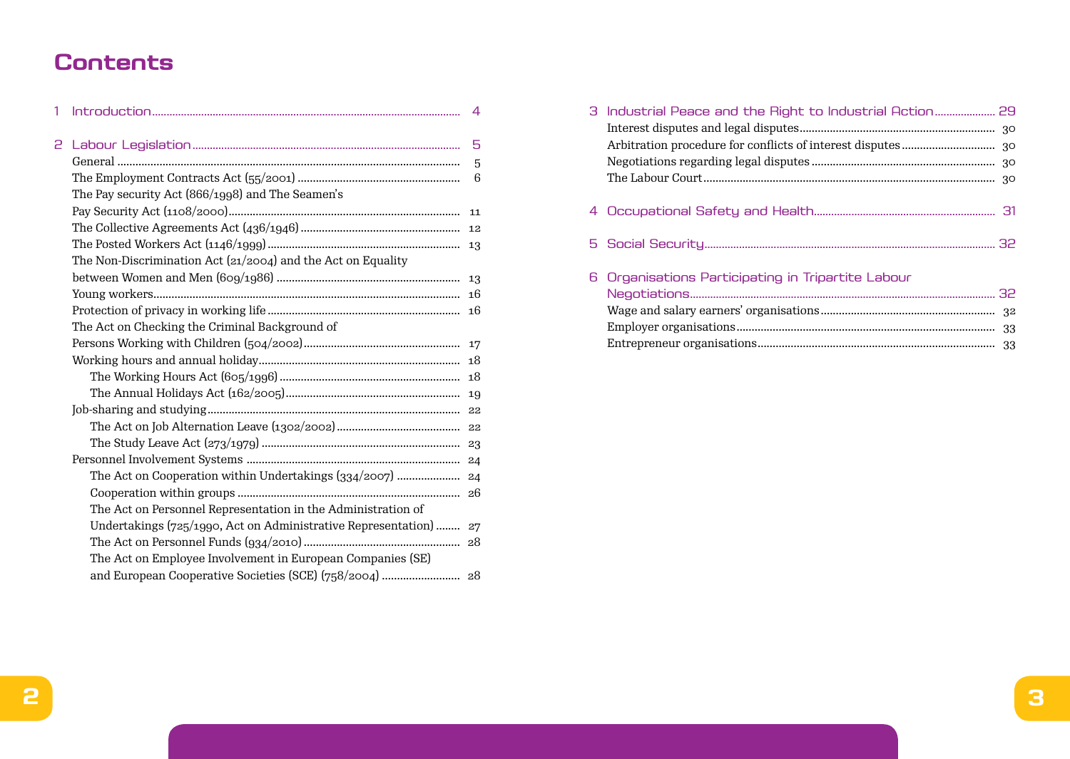# Contents

1 Introduction ..... 4

2 Labour Legislation ..... 5

- General ..... 5
- The Employment Contracts Act (55/2001) ..... 6
- The Pay security Act (866/1998) and The Seamen's Pay Security Act (1108/2000) ..... 11
- The Collective Agreements Act (436/1946) ..... 12
- The Posted Workers Act (1146/1999) ..... 13
- The Non-Discrimination Act (21/2004) and the Act on Equality between Women and Men (609/1986) ..... 13
- Young workers ..... 16
- Protection of privacy in working life ..... 16
- The Act on Checking the Criminal Background of Persons Working with Children (504/2002) ..... 17
- Working hours and annual holiday ..... 18
  - The Working Hours Act (605/1996) ..... 18
  - The Annual Holidays Act (162/2005) ..... 19
- Job-sharing and studying ..... 22
  - The Act on Job Alternation Leave (1302/2002) ..... 22
  - The Study Leave Act (273/1979) ..... 23
- Personnel Involvement Systems ..... 24
  - The Act on Cooperation within Undertakings (334/2007) ..... 24
  - Cooperation within groups ..... 26
  - The Act on Personnel Representation in the Administration of Undertakings (725/1990, Act on Administrative Representation) ..... 27
  - The Act on Personnel Funds (934/2010) ..... 28
  - The Act on Employee Involvement in European Companies (SE) and European Cooperative Societies (SCE) (758/2004) ..... 28

3 Industrial Peace and the Right to Industrial Action ..... 29

- Interest disputes and legal disputes ..... 30
- Arbitration procedure for conflicts of interest disputes ..... 30
- Negotiations regarding legal disputes ..... 30
- The Labour Court ..... 30

4 Occupational Safety and Health ..... 31

5 Social Security ..... 32

6 Organisations Participating in Tripartite Labour Negotiations ..... 32

- Wage and salary earners' organisations ..... 32
- Employer organisations ..... 33
- Entrepreneur organisations ..... 33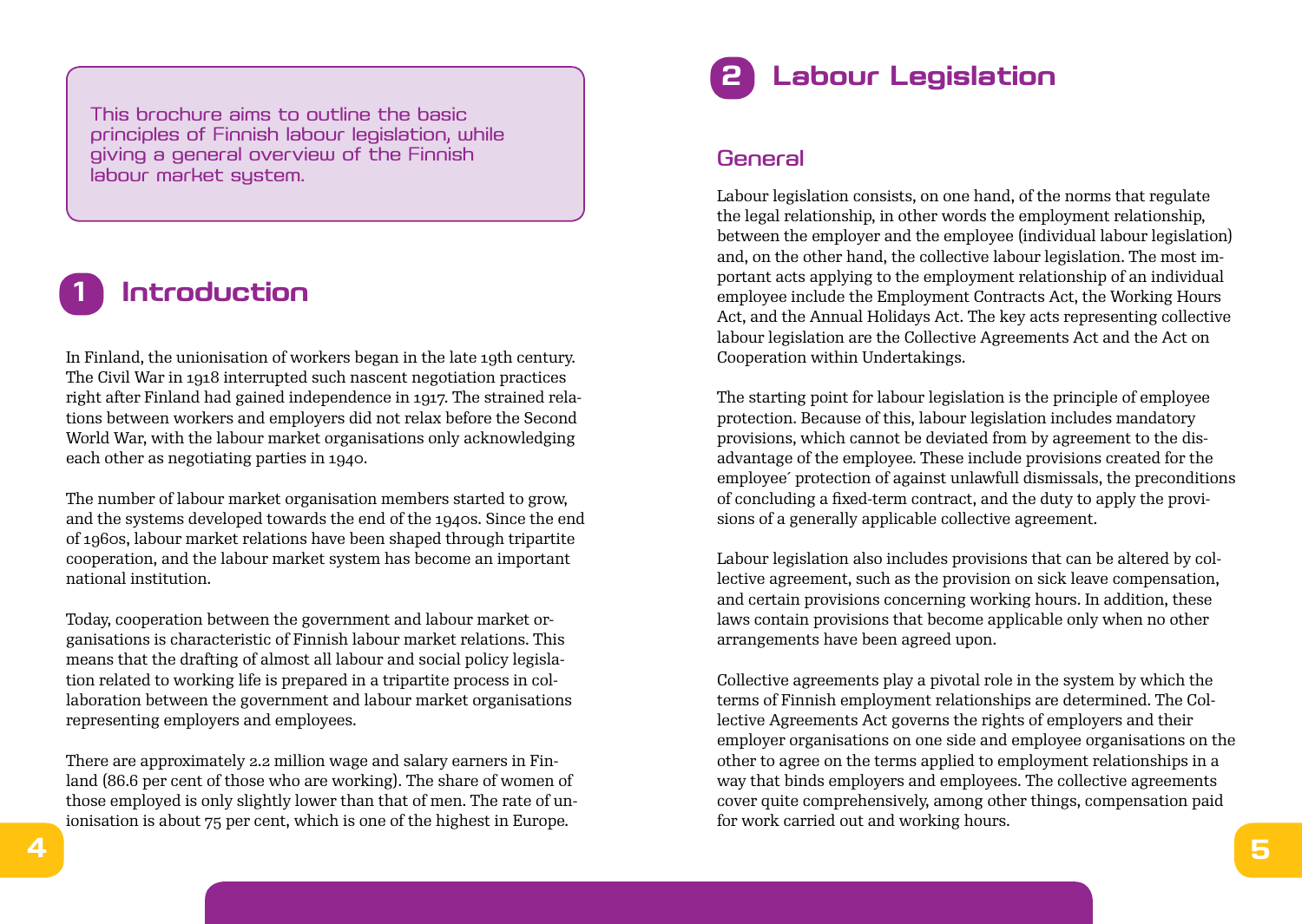This brochure aims to outline the basic principles of Finnish labour legislation, while giving a general overview of the Finnish labour market system.

# 1 Introduction

In Finland, the unionisation of workers began in the late 19th century. The Civil War in 1918 interrupted such nascent negotiation practices right after Finland had gained independence in 1917. The strained relations between workers and employers did not relax before the Second World War, with the labour market organisations only acknowledging each other as negotiating parties in 1940.

The number of labour market organisation members started to grow, and the systems developed towards the end of the 1940s. Since the end of 1960s, labour market relations have been shaped through tripartite cooperation, and the labour market system has become an important national institution.

Today, cooperation between the government and labour market organisations is characteristic of Finnish labour market relations. This means that the drafting of almost all labour and social policy legislation related to working life is prepared in a tripartite process in collaboration between the government and labour market organisations representing employers and employees.

There are approximately 2.2 million wage and salary earners in Finland (86.6 per cent of those who are working). The share of women of those employed is only slightly lower than that of men. The rate of unionisation is about 75 per cent, which is one of the highest in Europe.

# 2 Labour Legislation

## General

Labour legislation consists, on one hand, of the norms that regulate the legal relationship, in other words the employment relationship, between the employer and the employee (individual labour legislation) and, on the other hand, the collective labour legislation. The most important acts applying to the employment relationship of an individual employee include the Employment Contracts Act, the Working Hours Act, and the Annual Holidays Act. The key acts representing collective labour legislation are the Collective Agreements Act and the Act on Cooperation within Undertakings.

The starting point for labour legislation is the principle of employee protection. Because of this, labour legislation includes mandatory provisions, which cannot be deviated from by agreement to the disadvantage of the employee. These include provisions created for the employee´ protection of against unlawfull dismissals, the preconditions of concluding a fixed-term contract, and the duty to apply the provisions of a generally applicable collective agreement.

Labour legislation also includes provisions that can be altered by collective agreement, such as the provision on sick leave compensation, and certain provisions concerning working hours. In addition, these laws contain provisions that become applicable only when no other arrangements have been agreed upon.

Collective agreements play a pivotal role in the system by which the terms of Finnish employment relationships are determined. The Collective Agreements Act governs the rights of employers and their employer organisations on one side and employee organisations on the other to agree on the terms applied to employment relationships in a way that binds employers and employees. The collective agreements cover quite comprehensively, among other things, compensation paid for work carried out and working hours.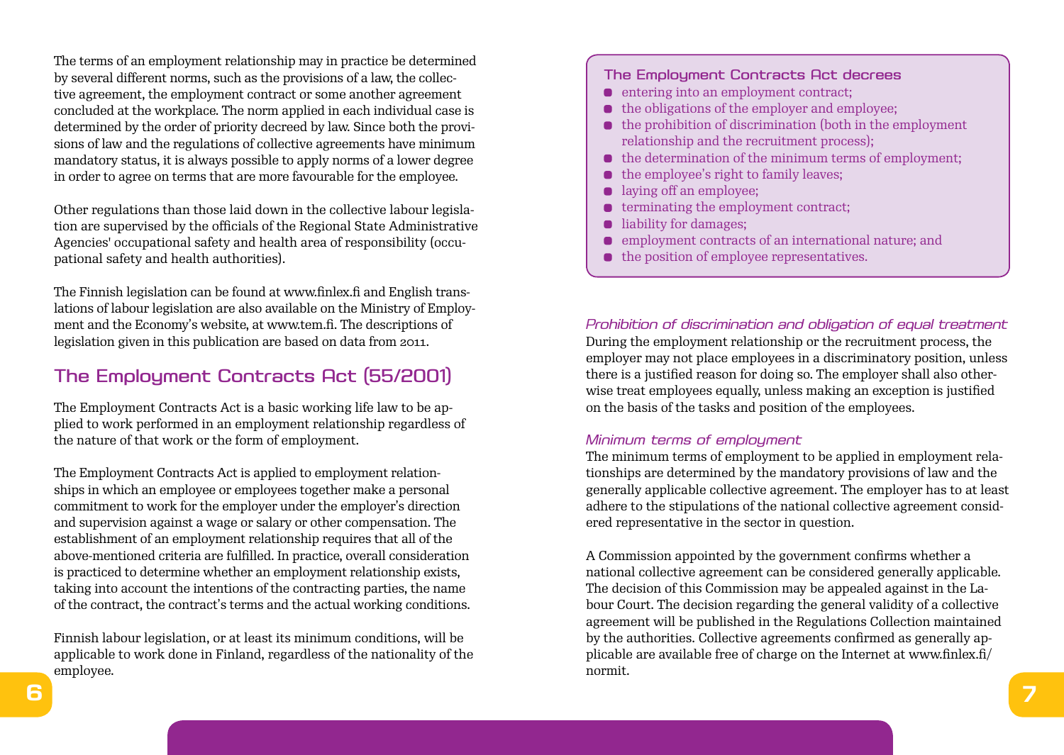The terms of an employment relationship may in practice be determined by several different norms, such as the provisions of a law, the collective agreement, the employment contract or some another agreement concluded at the workplace. The norm applied in each individual case is determined by the order of priority decreed by law. Since both the provisions of law and the regulations of collective agreements have minimum mandatory status, it is always possible to apply norms of a lower degree in order to agree on terms that are more favourable for the employee.

Other regulations than those laid down in the collective labour legislation are supervised by the officials of the Regional State Administrative Agencies' occupational safety and health area of responsibility (occupational safety and health authorities).

The Finnish legislation can be found at www.finlex.fi and English translations of labour legislation are also available on the Ministry of Employment and the Economy's website, at www.tem.fi. The descriptions of legislation given in this publication are based on data from 2011.

## The Employment Contracts Act (55/2001)

The Employment Contracts Act is a basic working life law to be applied to work performed in an employment relationship regardless of the nature of that work or the form of employment.

The Employment Contracts Act is applied to employment relationships in which an employee or employees together make a personal commitment to work for the employer under the employer's direction and supervision against a wage or salary or other compensation. The establishment of an employment relationship requires that all of the above-mentioned criteria are fulfilled. In practice, overall consideration is practiced to determine whether an employment relationship exists, taking into account the intentions of the contracting parties, the name of the contract, the contract's terms and the actual working conditions.

Finnish labour legislation, or at least its minimum conditions, will be applicable to work done in Finland, regardless of the nationality of the employee.

**The Employment Contracts Act decrees**

- entering into an employment contract;
- the obligations of the employer and employee;
- the prohibition of discrimination (both in the employment relationship and the recruitment process);
- the determination of the minimum terms of employment;
- the employee's right to family leaves;
- laying off an employee;
- terminating the employment contract;
- liability for damages;
- employment contracts of an international nature; and
- the position of employee representatives.

### *Prohibition of discrimination and obligation of equal treatment*

During the employment relationship or the recruitment process, the employer may not place employees in a discriminatory position, unless there is a justified reason for doing so. The employer shall also otherwise treat employees equally, unless making an exception is justified on the basis of the tasks and position of the employees.

### *Minimum terms of employment*

The minimum terms of employment to be applied in employment relationships are determined by the mandatory provisions of law and the generally applicable collective agreement. The employer has to at least adhere to the stipulations of the national collective agreement considered representative in the sector in question.

A Commission appointed by the government confirms whether a national collective agreement can be considered generally applicable. The decision of this Commission may be appealed against in the Labour Court. The decision regarding the general validity of a collective agreement will be published in the Regulations Collection maintained by the authorities. Collective agreements confirmed as generally applicable are available free of charge on the Internet at www.finlex.fi/normit.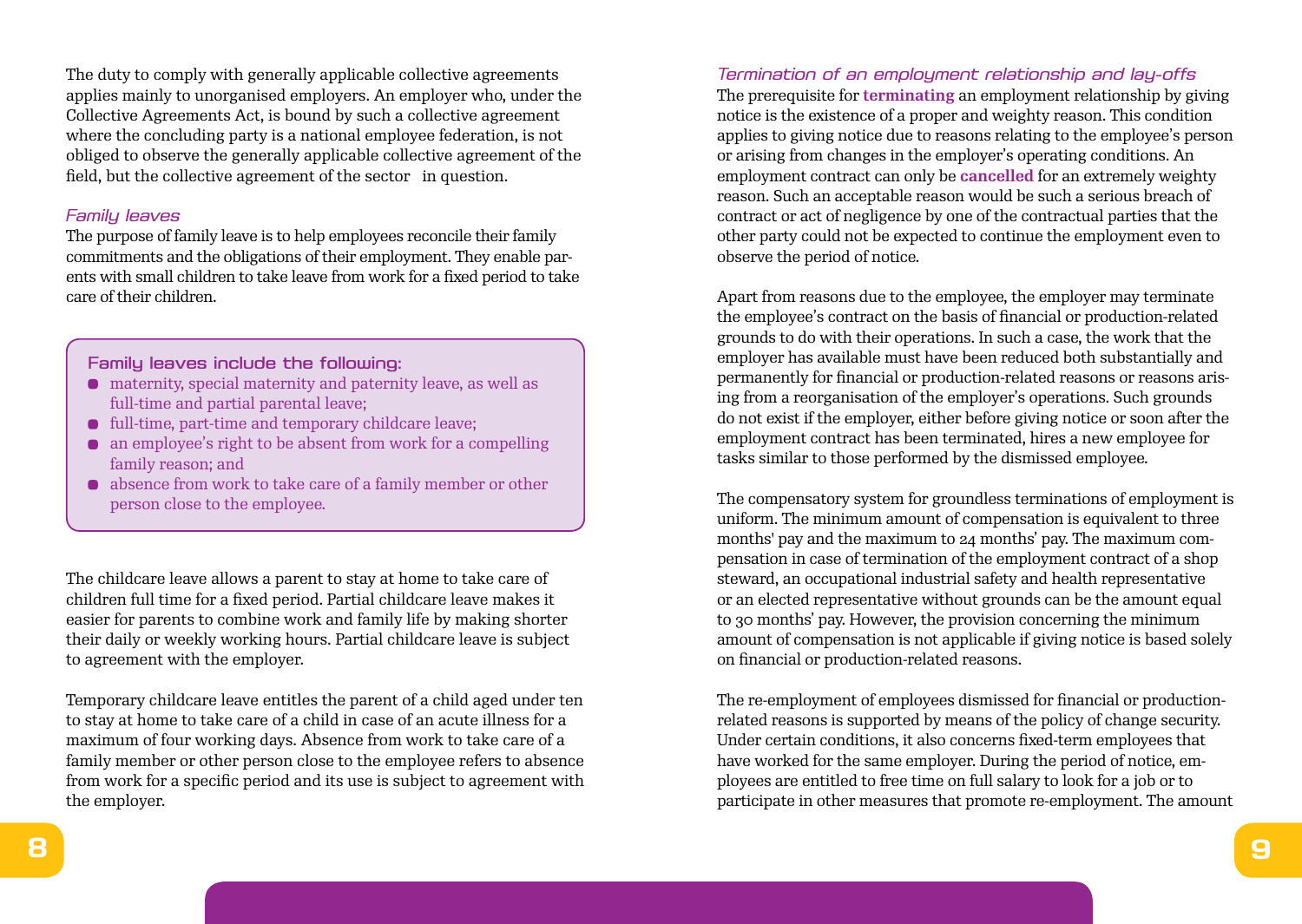The duty to comply with generally applicable collective agreements applies mainly to unorganised employers. An employer who, under the Collective Agreements Act, is bound by such a collective agreement where the concluding party is a national employee federation, is not obliged to observe the generally applicable collective agreement of the field, but the collective agreement of the sector in question.

### *Family leaves*

The purpose of family leave is to help employees reconcile their family commitments and the obligations of their employment. They enable parents with small children to take leave from work for a fixed period to take care of their children.

> **Family leaves include the following:**
> - maternity, special maternity and paternity leave, as well as full-time and partial parental leave;
> - full-time, part-time and temporary childcare leave;
> - an employee's right to be absent from work for a compelling family reason; and
> - absence from work to take care of a family member or other person close to the employee.

The childcare leave allows a parent to stay at home to take care of children full time for a fixed period. Partial childcare leave makes it easier for parents to combine work and family life by making shorter their daily or weekly working hours. Partial childcare leave is subject to agreement with the employer.

Temporary childcare leave entitles the parent of a child aged under ten to stay at home to take care of a child in case of an acute illness for a maximum of four working days. Absence from work to take care of a family member or other person close to the employee refers to absence from work for a specific period and its use is subject to agreement with the employer.

### *Termination of an employment relationship and lay-offs*

The prerequisite for **terminating** an employment relationship by giving notice is the existence of a proper and weighty reason. This condition applies to giving notice due to reasons relating to the employee's person or arising from changes in the employer's operating conditions. An employment contract can only be **cancelled** for an extremely weighty reason. Such an acceptable reason would be such a serious breach of contract or act of negligence by one of the contractual parties that the other party could not be expected to continue the employment even to observe the period of notice.

Apart from reasons due to the employee, the employer may terminate the employee's contract on the basis of financial or production-related grounds to do with their operations. In such a case, the work that the employer has available must have been reduced both substantially and permanently for financial or production-related reasons or reasons arising from a reorganisation of the employer's operations. Such grounds do not exist if the employer, either before giving notice or soon after the employment contract has been terminated, hires a new employee for tasks similar to those performed by the dismissed employee.

The compensatory system for groundless terminations of employment is uniform. The minimum amount of compensation is equivalent to three months' pay and the maximum to 24 months' pay. The maximum compensation in case of termination of the employment contract of a shop steward, an occupational industrial safety and health representative or an elected representative without grounds can be the amount equal to 30 months' pay. However, the provision concerning the minimum amount of compensation is not applicable if giving notice is based solely on financial or production-related reasons.

The re-employment of employees dismissed for financial or production-related reasons is supported by means of the policy of change security. Under certain conditions, it also concerns fixed-term employees that have worked for the same employer. During the period of notice, employees are entitled to free time on full salary to look for a job or to participate in other measures that promote re-employment. The amount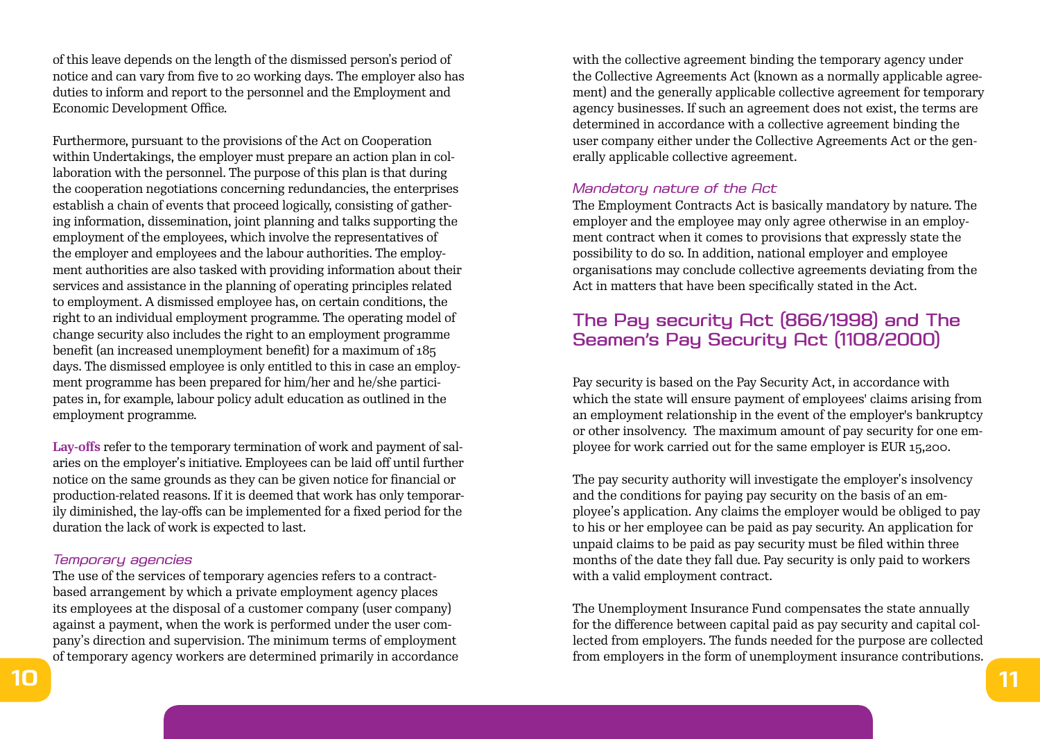of this leave depends on the length of the dismissed person's period of notice and can vary from five to 20 working days. The employer also has duties to inform and report to the personnel and the Employment and Economic Development Office.

Furthermore, pursuant to the provisions of the Act on Cooperation within Undertakings, the employer must prepare an action plan in collaboration with the personnel. The purpose of this plan is that during the cooperation negotiations concerning redundancies, the enterprises establish a chain of events that proceed logically, consisting of gathering information, dissemination, joint planning and talks supporting the employment of the employees, which involve the representatives of the employer and employees and the labour authorities. The employment authorities are also tasked with providing information about their services and assistance in the planning of operating principles related to employment. A dismissed employee has, on certain conditions, the right to an individual employment programme. The operating model of change security also includes the right to an employment programme benefit (an increased unemployment benefit) for a maximum of 185 days. The dismissed employee is only entitled to this in case an employment programme has been prepared for him/her and he/she participates in, for example, labour policy adult education as outlined in the employment programme.

**Lay-offs** refer to the temporary termination of work and payment of salaries on the employer's initiative. Employees can be laid off until further notice on the same grounds as they can be given notice for financial or production-related reasons. If it is deemed that work has only temporarily diminished, the lay-offs can be implemented for a fixed period for the duration the lack of work is expected to last.

### *Temporary agencies*

The use of the services of temporary agencies refers to a contract-based arrangement by which a private employment agency places its employees at the disposal of a customer company (user company) against a payment, when the work is performed under the user company's direction and supervision. The minimum terms of employment of temporary agency workers are determined primarily in accordance with the collective agreement binding the temporary agency under the Collective Agreements Act (known as a normally applicable agreement) and the generally applicable collective agreement for temporary agency businesses. If such an agreement does not exist, the terms are determined in accordance with a collective agreement binding the user company either under the Collective Agreements Act or the generally applicable collective agreement.

### *Mandatory nature of the Act*

The Employment Contracts Act is basically mandatory by nature. The employer and the employee may only agree otherwise in an employment contract when it comes to provisions that expressly state the possibility to do so. In addition, national employer and employee organisations may conclude collective agreements deviating from the Act in matters that have been specifically stated in the Act.

## The Pay security Act (866/1998) and The Seamen's Pay Security Act (1108/2000)

Pay security is based on the Pay Security Act, in accordance with which the state will ensure payment of employees' claims arising from an employment relationship in the event of the employer's bankruptcy or other insolvency. The maximum amount of pay security for one employee for work carried out for the same employer is EUR 15,200.

The pay security authority will investigate the employer's insolvency and the conditions for paying pay security on the basis of an employee's application. Any claims the employer would be obliged to pay to his or her employee can be paid as pay security. An application for unpaid claims to be paid as pay security must be filed within three months of the date they fall due. Pay security is only paid to workers with a valid employment contract.

The Unemployment Insurance Fund compensates the state annually for the difference between capital paid as pay security and capital collected from employers. The funds needed for the purpose are collected from employers in the form of unemployment insurance contributions.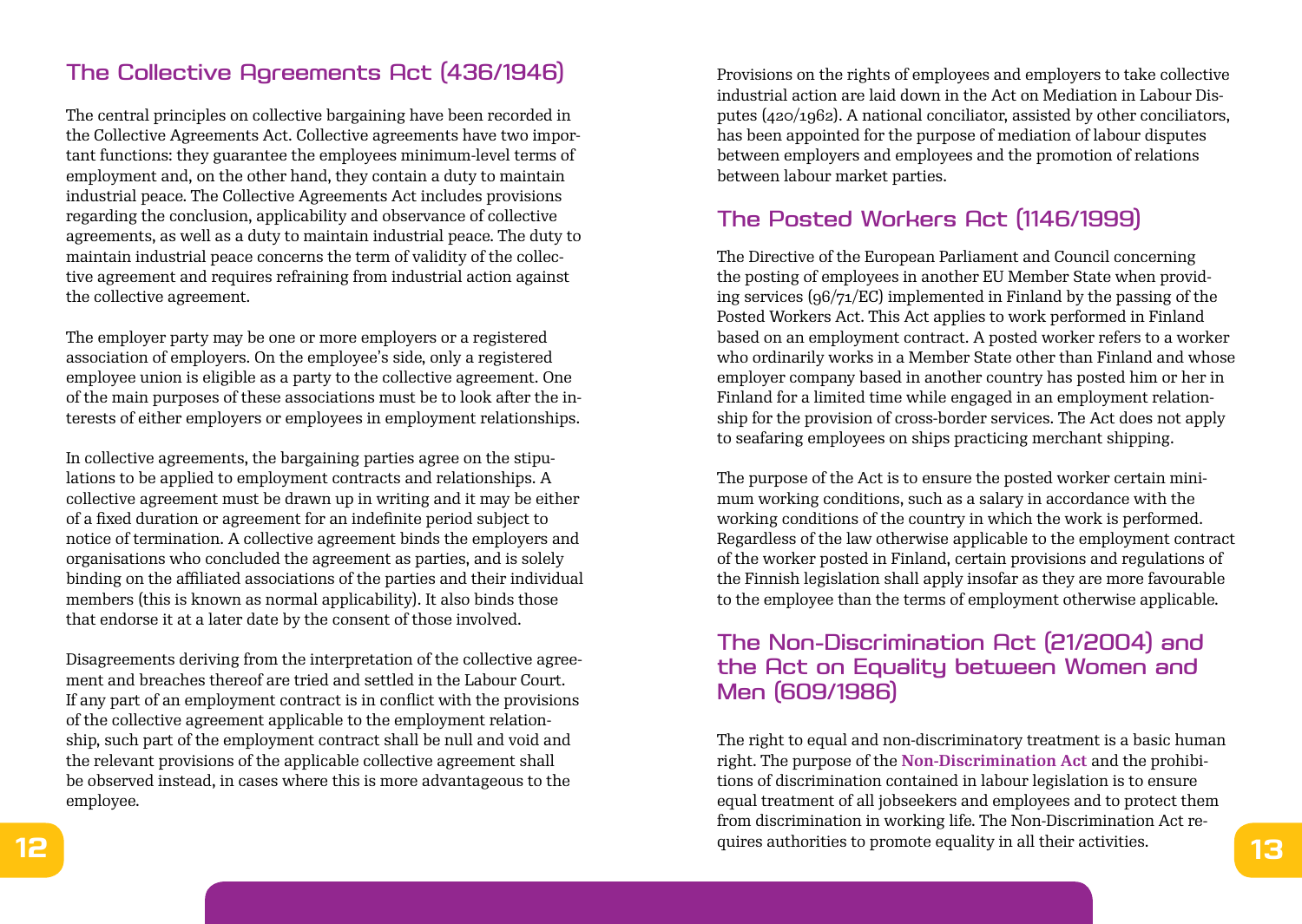## The Collective Agreements Act (436/1946)

The central principles on collective bargaining have been recorded in the Collective Agreements Act. Collective agreements have two important functions: they guarantee the employees minimum-level terms of employment and, on the other hand, they contain a duty to maintain industrial peace. The Collective Agreements Act includes provisions regarding the conclusion, applicability and observance of collective agreements, as well as a duty to maintain industrial peace. The duty to maintain industrial peace concerns the term of validity of the collective agreement and requires refraining from industrial action against the collective agreement.

The employer party may be one or more employers or a registered association of employers. On the employee's side, only a registered employee union is eligible as a party to the collective agreement. One of the main purposes of these associations must be to look after the interests of either employers or employees in employment relationships.

In collective agreements, the bargaining parties agree on the stipulations to be applied to employment contracts and relationships. A collective agreement must be drawn up in writing and it may be either of a fixed duration or agreement for an indefinite period subject to notice of termination. A collective agreement binds the employers and organisations who concluded the agreement as parties, and is solely binding on the affiliated associations of the parties and their individual members (this is known as normal applicability). It also binds those that endorse it at a later date by the consent of those involved.

Disagreements deriving from the interpretation of the collective agreement and breaches thereof are tried and settled in the Labour Court. If any part of an employment contract is in conflict with the provisions of the collective agreement applicable to the employment relationship, such part of the employment contract shall be null and void and the relevant provisions of the applicable collective agreement shall be observed instead, in cases where this is more advantageous to the employee.

Provisions on the rights of employees and employers to take collective industrial action are laid down in the Act on Mediation in Labour Disputes (420/1962). A national conciliator, assisted by other conciliators, has been appointed for the purpose of mediation of labour disputes between employers and employees and the promotion of relations between labour market parties.

## The Posted Workers Act (1146/1999)

The Directive of the European Parliament and Council concerning the posting of employees in another EU Member State when providing services (96/71/EC) implemented in Finland by the passing of the Posted Workers Act. This Act applies to work performed in Finland based on an employment contract. A posted worker refers to a worker who ordinarily works in a Member State other than Finland and whose employer company based in another country has posted him or her in Finland for a limited time while engaged in an employment relationship for the provision of cross-border services. The Act does not apply to seafaring employees on ships practicing merchant shipping.

The purpose of the Act is to ensure the posted worker certain minimum working conditions, such as a salary in accordance with the working conditions of the country in which the work is performed. Regardless of the law otherwise applicable to the employment contract of the worker posted in Finland, certain provisions and regulations of the Finnish legislation shall apply insofar as they are more favourable to the employee than the terms of employment otherwise applicable.

## The Non-Discrimination Act (21/2004) and the Act on Equality between Women and Men (609/1986)

The right to equal and non-discriminatory treatment is a basic human right. The purpose of the **Non-Discrimination Act** and the prohibitions of discrimination contained in labour legislation is to ensure equal treatment of all jobseekers and employees and to protect them from discrimination in working life. The Non-Discrimination Act requires authorities to promote equality in all their activities.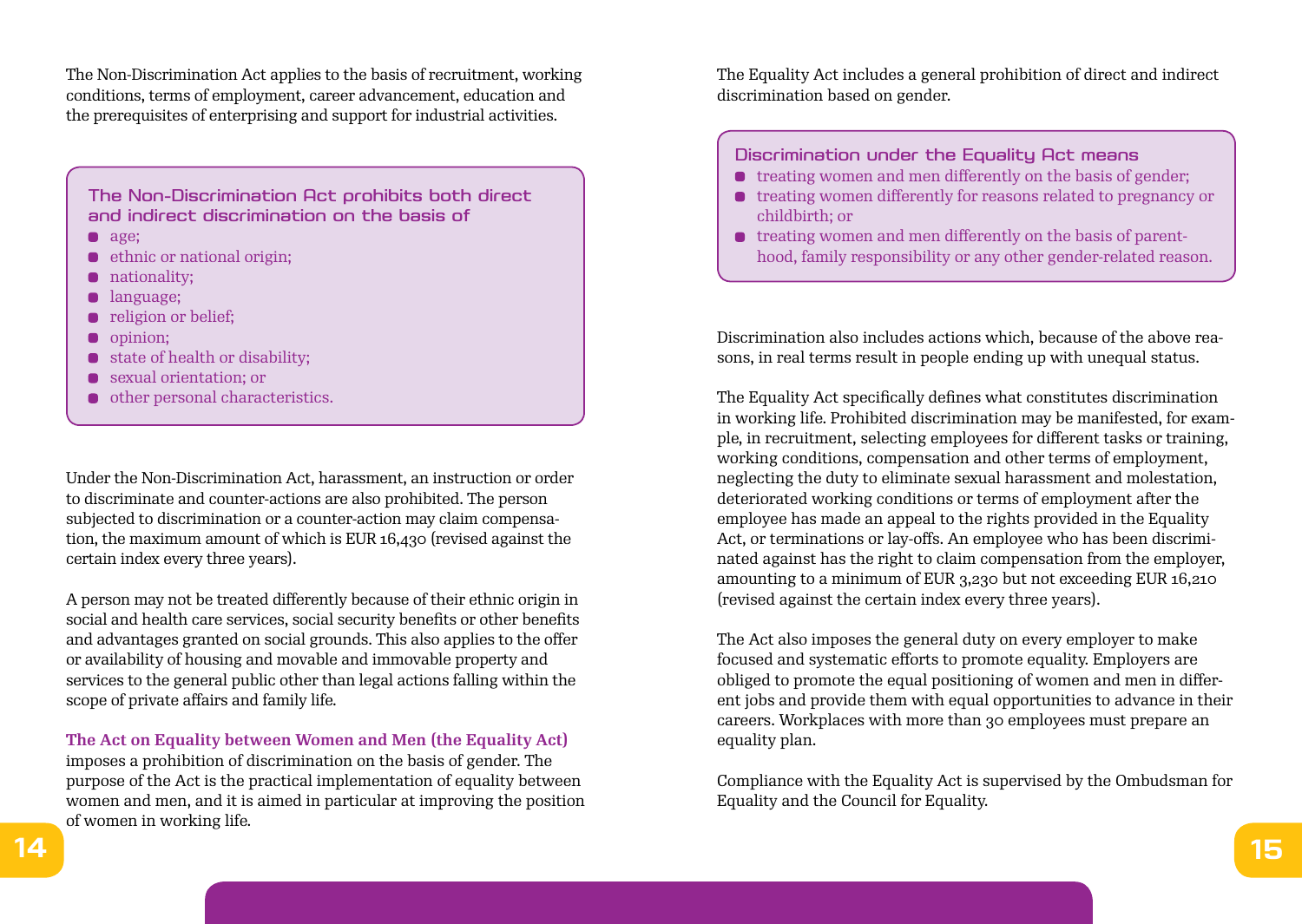The Non-Discrimination Act applies to the basis of recruitment, working conditions, terms of employment, career advancement, education and the prerequisites of enterprising and support for industrial activities.

**The Non-Discrimination Act prohibits both direct and indirect discrimination on the basis of**

- age;
- ethnic or national origin;
- nationality;
- language;
- religion or belief;
- opinion;
- state of health or disability;
- sexual orientation; or
- other personal characteristics.

Under the Non-Discrimination Act, harassment, an instruction or order to discriminate and counter-actions are also prohibited. The person subjected to discrimination or a counter-action may claim compensation, the maximum amount of which is EUR 16,430 (revised against the certain index every three years).

A person may not be treated differently because of their ethnic origin in social and health care services, social security benefits or other benefits and advantages granted on social grounds. This also applies to the offer or availability of housing and movable and immovable property and services to the general public other than legal actions falling within the scope of private affairs and family life.

**The Act on Equality between Women and Men (the Equality Act)** imposes a prohibition of discrimination on the basis of gender. The purpose of the Act is the practical implementation of equality between women and men, and it is aimed in particular at improving the position of women in working life.

The Equality Act includes a general prohibition of direct and indirect discrimination based on gender.

**Discrimination under the Equality Act means**

- treating women and men differently on the basis of gender;
- treating women differently for reasons related to pregnancy or childbirth; or
- treating women and men differently on the basis of parenthood, family responsibility or any other gender-related reason.

Discrimination also includes actions which, because of the above reasons, in real terms result in people ending up with unequal status.

The Equality Act specifically defines what constitutes discrimination in working life. Prohibited discrimination may be manifested, for example, in recruitment, selecting employees for different tasks or training, working conditions, compensation and other terms of employment, neglecting the duty to eliminate sexual harassment and molestation, deteriorated working conditions or terms of employment after the employee has made an appeal to the rights provided in the Equality Act, or terminations or lay-offs. An employee who has been discriminated against has the right to claim compensation from the employer, amounting to a minimum of EUR 3,230 but not exceeding EUR 16,210 (revised against the certain index every three years).

The Act also imposes the general duty on every employer to make focused and systematic efforts to promote equality. Employers are obliged to promote the equal positioning of women and men in different jobs and provide them with equal opportunities to advance in their careers. Workplaces with more than 30 employees must prepare an equality plan.

Compliance with the Equality Act is supervised by the Ombudsman for Equality and the Council for Equality.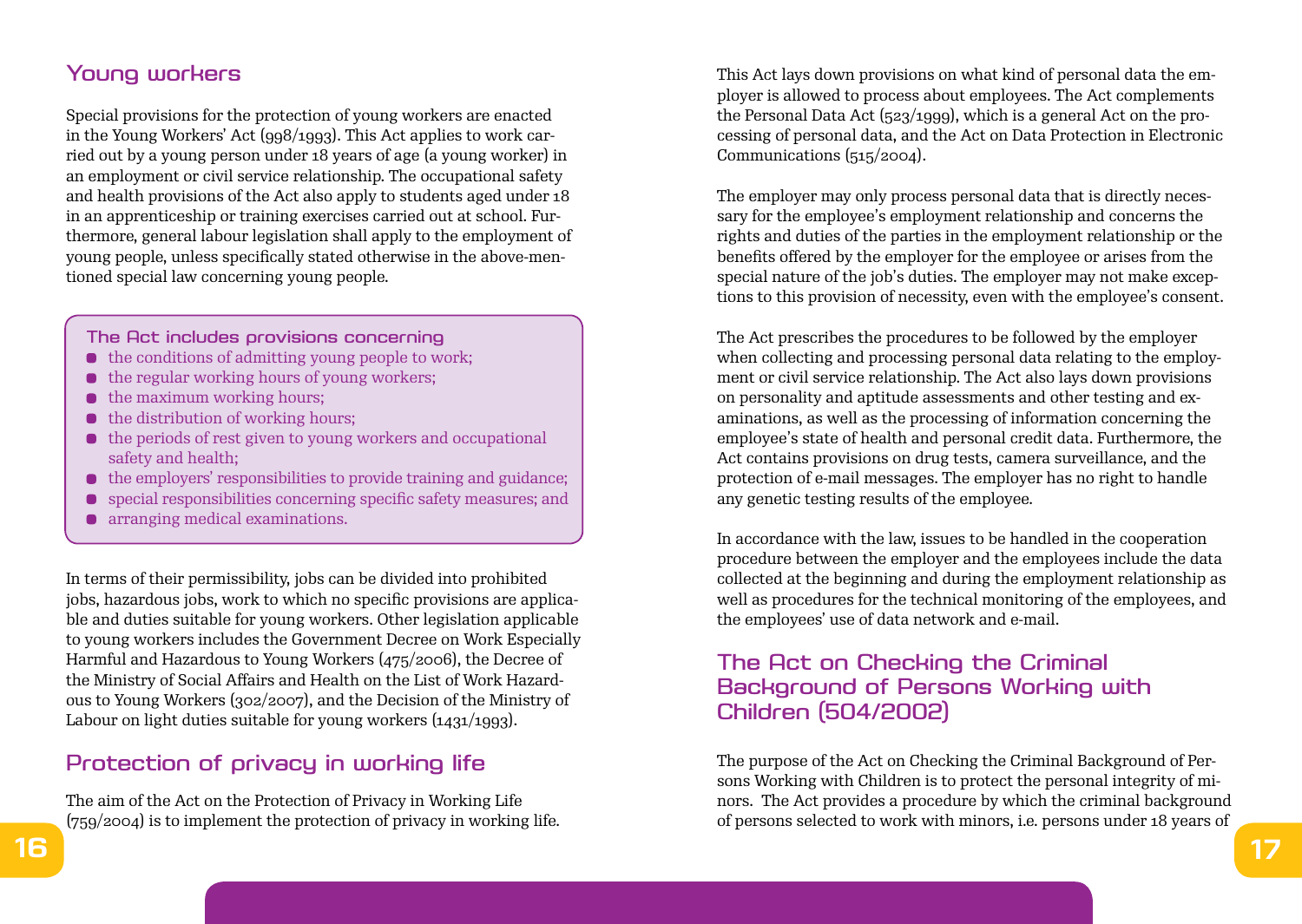## Young workers

Special provisions for the protection of young workers are enacted in the Young Workers' Act (998/1993). This Act applies to work carried out by a young person under 18 years of age (a young worker) in an employment or civil service relationship. The occupational safety and health provisions of the Act also apply to students aged under 18 in an apprenticeship or training exercises carried out at school. Furthermore, general labour legislation shall apply to the employment of young people, unless specifically stated otherwise in the above-mentioned special law concerning young people.

**The Act includes provisions concerning**

- the conditions of admitting young people to work;
- the regular working hours of young workers;
- the maximum working hours;
- the distribution of working hours;
- the periods of rest given to young workers and occupational safety and health;
- the employers' responsibilities to provide training and guidance;
- special responsibilities concerning specific safety measures; and
- arranging medical examinations.

In terms of their permissibility, jobs can be divided into prohibited jobs, hazardous jobs, work to which no specific provisions are applicable and duties suitable for young workers. Other legislation applicable to young workers includes the Government Decree on Work Especially Harmful and Hazardous to Young Workers (475/2006), the Decree of the Ministry of Social Affairs and Health on the List of Work Hazardous to Young Workers (302/2007), and the Decision of the Ministry of Labour on light duties suitable for young workers (1431/1993).

## Protection of privacy in working life

The aim of the Act on the Protection of Privacy in Working Life (759/2004) is to implement the protection of privacy in working life.

This Act lays down provisions on what kind of personal data the employer is allowed to process about employees. The Act complements the Personal Data Act (523/1999), which is a general Act on the processing of personal data, and the Act on Data Protection in Electronic Communications (515/2004).

The employer may only process personal data that is directly necessary for the employee's employment relationship and concerns the rights and duties of the parties in the employment relationship or the benefits offered by the employer for the employee or arises from the special nature of the job's duties. The employer may not make exceptions to this provision of necessity, even with the employee's consent.

The Act prescribes the procedures to be followed by the employer when collecting and processing personal data relating to the employment or civil service relationship. The Act also lays down provisions on personality and aptitude assessments and other testing and examinations, as well as the processing of information concerning the employee's state of health and personal credit data. Furthermore, the Act contains provisions on drug tests, camera surveillance, and the protection of e-mail messages. The employer has no right to handle any genetic testing results of the employee.

In accordance with the law, issues to be handled in the cooperation procedure between the employer and the employees include the data collected at the beginning and during the employment relationship as well as procedures for the technical monitoring of the employees, and the employees' use of data network and e-mail.

## The Act on Checking the Criminal Background of Persons Working with Children (504/2002)

The purpose of the Act on Checking the Criminal Background of Persons Working with Children is to protect the personal integrity of minors. The Act provides a procedure by which the criminal background of persons selected to work with minors, i.e. persons under 18 years of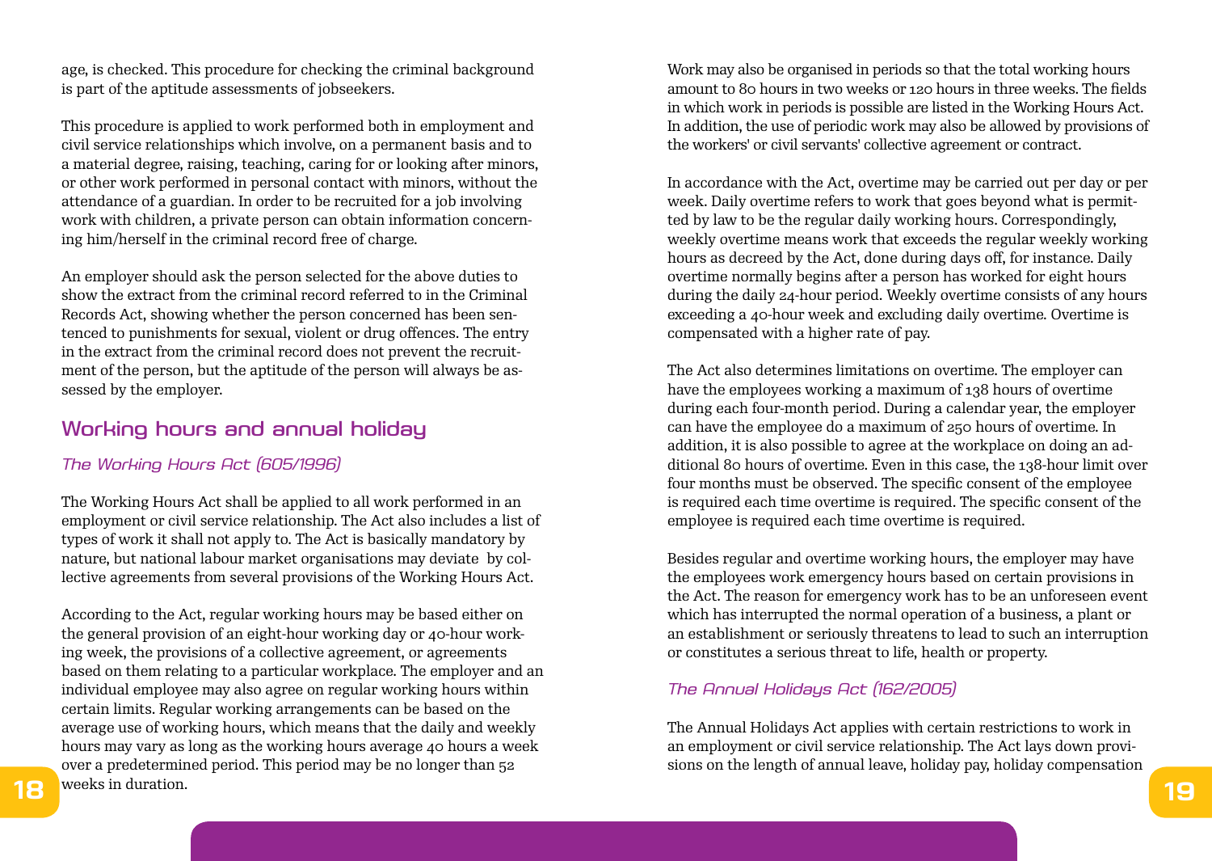age, is checked. This procedure for checking the criminal background is part of the aptitude assessments of jobseekers.

This procedure is applied to work performed both in employment and civil service relationships which involve, on a permanent basis and to a material degree, raising, teaching, caring for or looking after minors, or other work performed in personal contact with minors, without the attendance of a guardian. In order to be recruited for a job involving work with children, a private person can obtain information concerning him/herself in the criminal record free of charge.

An employer should ask the person selected for the above duties to show the extract from the criminal record referred to in the Criminal Records Act, showing whether the person concerned has been sentenced to punishments for sexual, violent or drug offences. The entry in the extract from the criminal record does not prevent the recruitment of the person, but the aptitude of the person will always be assessed by the employer.

## Working hours and annual holiday

### *The Working Hours Act (605/1996)*

The Working Hours Act shall be applied to all work performed in an employment or civil service relationship. The Act also includes a list of types of work it shall not apply to. The Act is basically mandatory by nature, but national labour market organisations may deviate by collective agreements from several provisions of the Working Hours Act.

According to the Act, regular working hours may be based either on the general provision of an eight-hour working day or 40-hour working week, the provisions of a collective agreement, or agreements based on them relating to a particular workplace. The employer and an individual employee may also agree on regular working hours within certain limits. Regular working arrangements can be based on the average use of working hours, which means that the daily and weekly hours may vary as long as the working hours average 40 hours a week over a predetermined period. This period may be no longer than 52 weeks in duration.

Work may also be organised in periods so that the total working hours amount to 80 hours in two weeks or 120 hours in three weeks. The fields in which work in periods is possible are listed in the Working Hours Act. In addition, the use of periodic work may also be allowed by provisions of the workers' or civil servants' collective agreement or contract.

In accordance with the Act, overtime may be carried out per day or per week. Daily overtime refers to work that goes beyond what is permitted by law to be the regular daily working hours. Correspondingly, weekly overtime means work that exceeds the regular weekly working hours as decreed by the Act, done during days off, for instance. Daily overtime normally begins after a person has worked for eight hours during the daily 24-hour period. Weekly overtime consists of any hours exceeding a 40-hour week and excluding daily overtime. Overtime is compensated with a higher rate of pay.

The Act also determines limitations on overtime. The employer can have the employees working a maximum of 138 hours of overtime during each four-month period. During a calendar year, the employer can have the employee do a maximum of 250 hours of overtime. In addition, it is also possible to agree at the workplace on doing an additional 80 hours of overtime. Even in this case, the 138-hour limit over four months must be observed. The specific consent of the employee is required each time overtime is required. The specific consent of the employee is required each time overtime is required.

Besides regular and overtime working hours, the employer may have the employees work emergency hours based on certain provisions in the Act. The reason for emergency work has to be an unforeseen event which has interrupted the normal operation of a business, a plant or an establishment or seriously threatens to lead to such an interruption or constitutes a serious threat to life, health or property.

### *The Annual Holidays Act (162/2005)*

The Annual Holidays Act applies with certain restrictions to work in an employment or civil service relationship. The Act lays down provisions on the length of annual leave, holiday pay, holiday compensation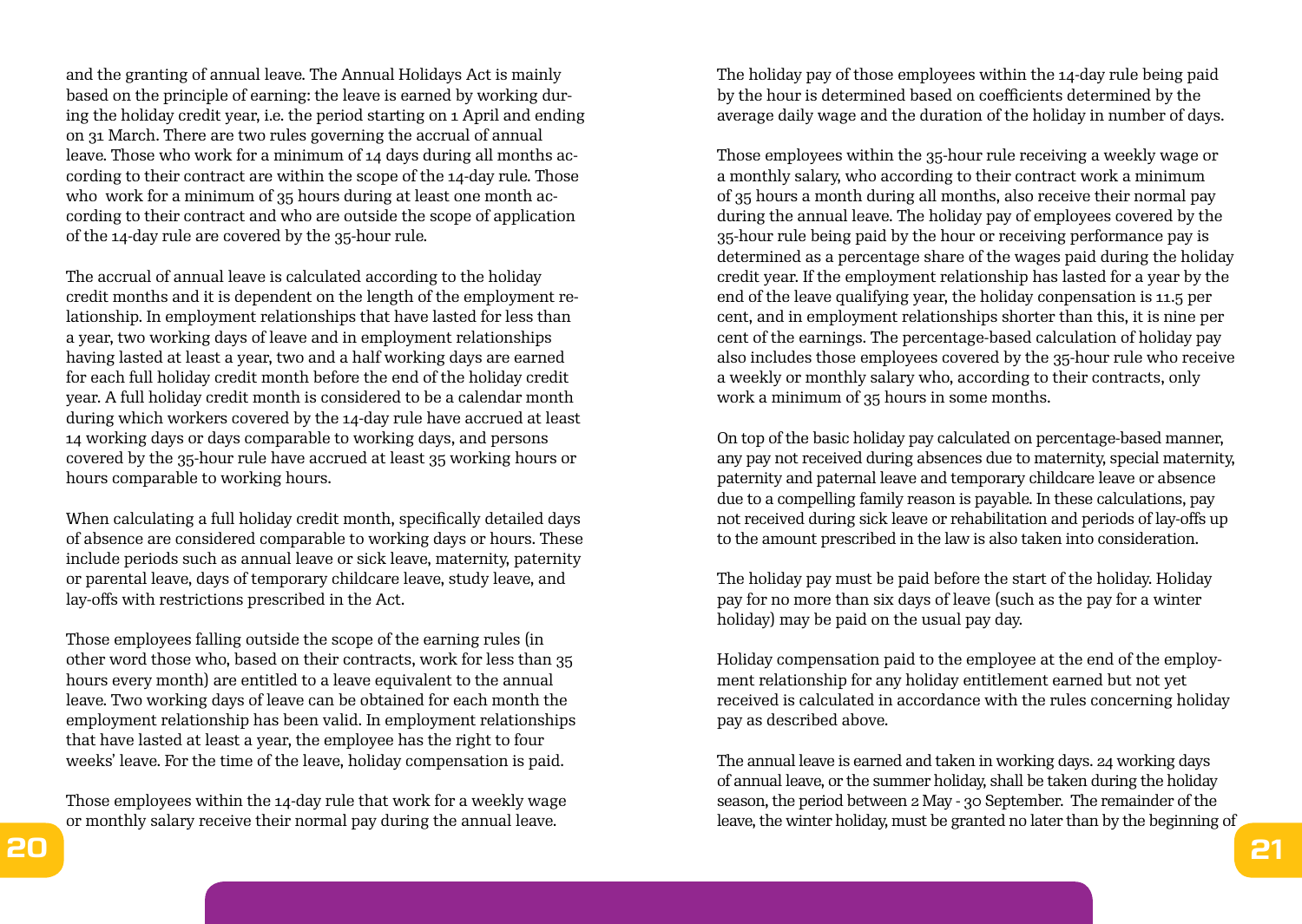and the granting of annual leave. The Annual Holidays Act is mainly based on the principle of earning: the leave is earned by working during the holiday credit year, i.e. the period starting on 1 April and ending on 31 March. There are two rules governing the accrual of annual leave. Those who work for a minimum of 14 days during all months according to their contract are within the scope of the 14-day rule. Those who work for a minimum of 35 hours during at least one month according to their contract and who are outside the scope of application of the 14-day rule are covered by the 35-hour rule.

The accrual of annual leave is calculated according to the holiday credit months and it is dependent on the length of the employment relationship. In employment relationships that have lasted for less than a year, two working days of leave and in employment relationships having lasted at least a year, two and a half working days are earned for each full holiday credit month before the end of the holiday credit year. A full holiday credit month is considered to be a calendar month during which workers covered by the 14-day rule have accrued at least 14 working days or days comparable to working days, and persons covered by the 35-hour rule have accrued at least 35 working hours or hours comparable to working hours.

When calculating a full holiday credit month, specifically detailed days of absence are considered comparable to working days or hours. These include periods such as annual leave or sick leave, maternity, paternity or parental leave, days of temporary childcare leave, study leave, and lay-offs with restrictions prescribed in the Act.

Those employees falling outside the scope of the earning rules (in other word those who, based on their contracts, work for less than 35 hours every month) are entitled to a leave equivalent to the annual leave. Two working days of leave can be obtained for each month the employment relationship has been valid. In employment relationships that have lasted at least a year, the employee has the right to four weeks' leave. For the time of the leave, holiday compensation is paid.

Those employees within the 14-day rule that work for a weekly wage or monthly salary receive their normal pay during the annual leave.

The holiday pay of those employees within the 14-day rule being paid by the hour is determined based on coefficients determined by the average daily wage and the duration of the holiday in number of days.

Those employees within the 35-hour rule receiving a weekly wage or a monthly salary, who according to their contract work a minimum of 35 hours a month during all months, also receive their normal pay during the annual leave. The holiday pay of employees covered by the 35-hour rule being paid by the hour or receiving performance pay is determined as a percentage share of the wages paid during the holiday credit year. If the employment relationship has lasted for a year by the end of the leave qualifying year, the holiday conpensation is 11.5 per cent, and in employment relationships shorter than this, it is nine per cent of the earnings. The percentage-based calculation of holiday pay also includes those employees covered by the 35-hour rule who receive a weekly or monthly salary who, according to their contracts, only work a minimum of 35 hours in some months.

On top of the basic holiday pay calculated on percentage-based manner, any pay not received during absences due to maternity, special maternity, paternity and paternal leave and temporary childcare leave or absence due to a compelling family reason is payable. In these calculations, pay not received during sick leave or rehabilitation and periods of lay-offs up to the amount prescribed in the law is also taken into consideration.

The holiday pay must be paid before the start of the holiday. Holiday pay for no more than six days of leave (such as the pay for a winter holiday) may be paid on the usual pay day.

Holiday compensation paid to the employee at the end of the employment relationship for any holiday entitlement earned but not yet received is calculated in accordance with the rules concerning holiday pay as described above.

The annual leave is earned and taken in working days. 24 working days of annual leave, or the summer holiday, shall be taken during the holiday season, the period between 2 May - 30 September. The remainder of the leave, the winter holiday, must be granted no later than by the beginning of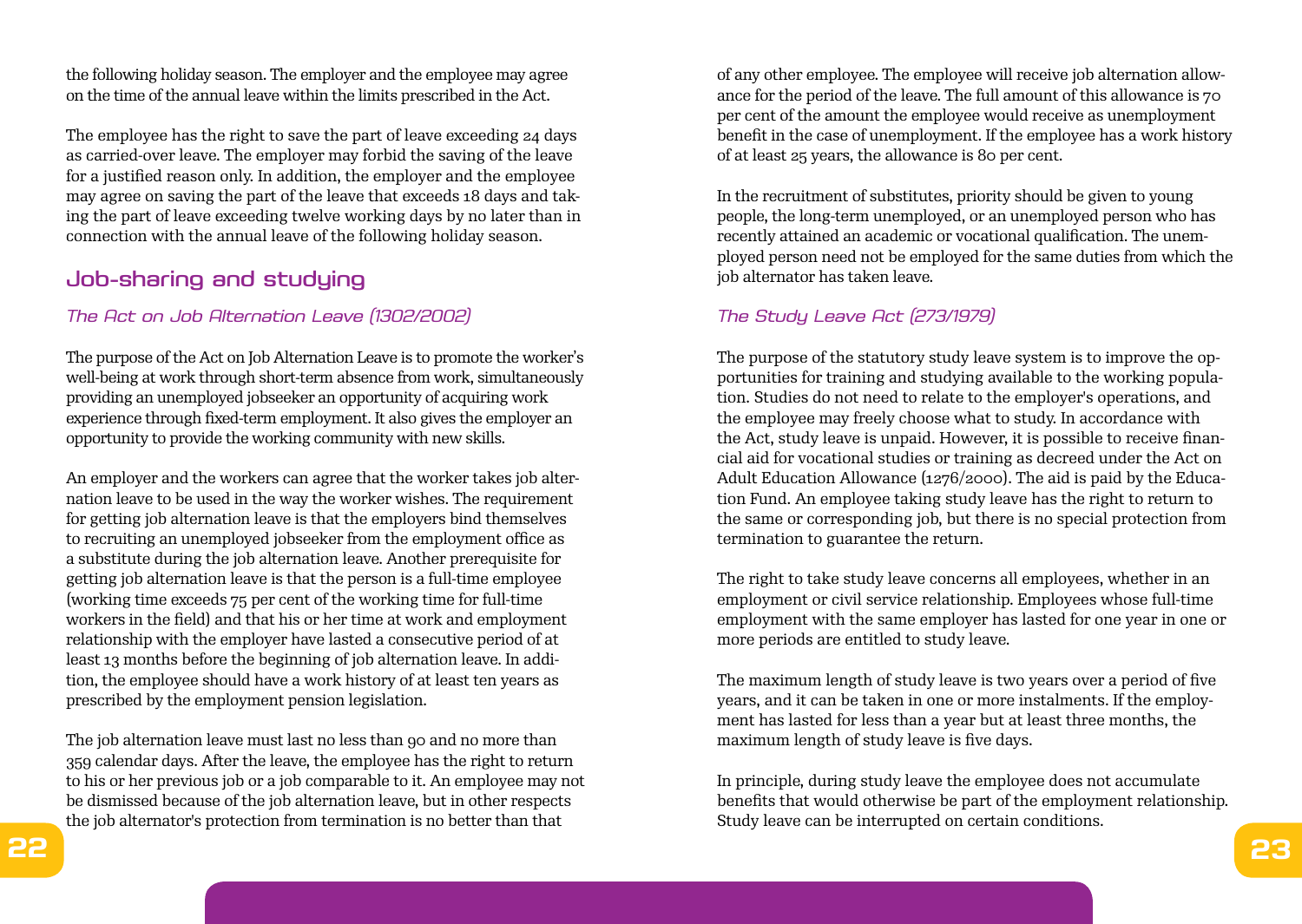the following holiday season. The employer and the employee may agree on the time of the annual leave within the limits prescribed in the Act.

The employee has the right to save the part of leave exceeding 24 days as carried-over leave. The employer may forbid the saving of the leave for a justified reason only. In addition, the employer and the employee may agree on saving the part of the leave that exceeds 18 days and taking the part of leave exceeding twelve working days by no later than in connection with the annual leave of the following holiday season.

## Job-sharing and studying

### *The Act on Job Alternation Leave (1302/2002)*

The purpose of the Act on Job Alternation Leave is to promote the worker's well-being at work through short-term absence from work, simultaneously providing an unemployed jobseeker an opportunity of acquiring work experience through fixed-term employment. It also gives the employer an opportunity to provide the working community with new skills.

An employer and the workers can agree that the worker takes job alternation leave to be used in the way the worker wishes. The requirement for getting job alternation leave is that the employers bind themselves to recruiting an unemployed jobseeker from the employment office as a substitute during the job alternation leave. Another prerequisite for getting job alternation leave is that the person is a full-time employee (working time exceeds 75 per cent of the working time for full-time workers in the field) and that his or her time at work and employment relationship with the employer have lasted a consecutive period of at least 13 months before the beginning of job alternation leave. In addition, the employee should have a work history of at least ten years as prescribed by the employment pension legislation.

The job alternation leave must last no less than 90 and no more than 359 calendar days. After the leave, the employee has the right to return to his or her previous job or a job comparable to it. An employee may not be dismissed because of the job alternation leave, but in other respects the job alternator's protection from termination is no better than that of any other employee. The employee will receive job alternation allowance for the period of the leave. The full amount of this allowance is 70 per cent of the amount the employee would receive as unemployment benefit in the case of unemployment. If the employee has a work history of at least 25 years, the allowance is 80 per cent.

In the recruitment of substitutes, priority should be given to young people, the long-term unemployed, or an unemployed person who has recently attained an academic or vocational qualification. The unemployed person need not be employed for the same duties from which the job alternator has taken leave.

### *The Study Leave Act (273/1979)*

The purpose of the statutory study leave system is to improve the opportunities for training and studying available to the working population. Studies do not need to relate to the employer's operations, and the employee may freely choose what to study. In accordance with the Act, study leave is unpaid. However, it is possible to receive financial aid for vocational studies or training as decreed under the Act on Adult Education Allowance (1276/2000). The aid is paid by the Education Fund. An employee taking study leave has the right to return to the same or corresponding job, but there is no special protection from termination to guarantee the return.

The right to take study leave concerns all employees, whether in an employment or civil service relationship. Employees whose full-time employment with the same employer has lasted for one year in one or more periods are entitled to study leave.

The maximum length of study leave is two years over a period of five years, and it can be taken in one or more instalments. If the employment has lasted for less than a year but at least three months, the maximum length of study leave is five days.

In principle, during study leave the employee does not accumulate benefits that would otherwise be part of the employment relationship. Study leave can be interrupted on certain conditions.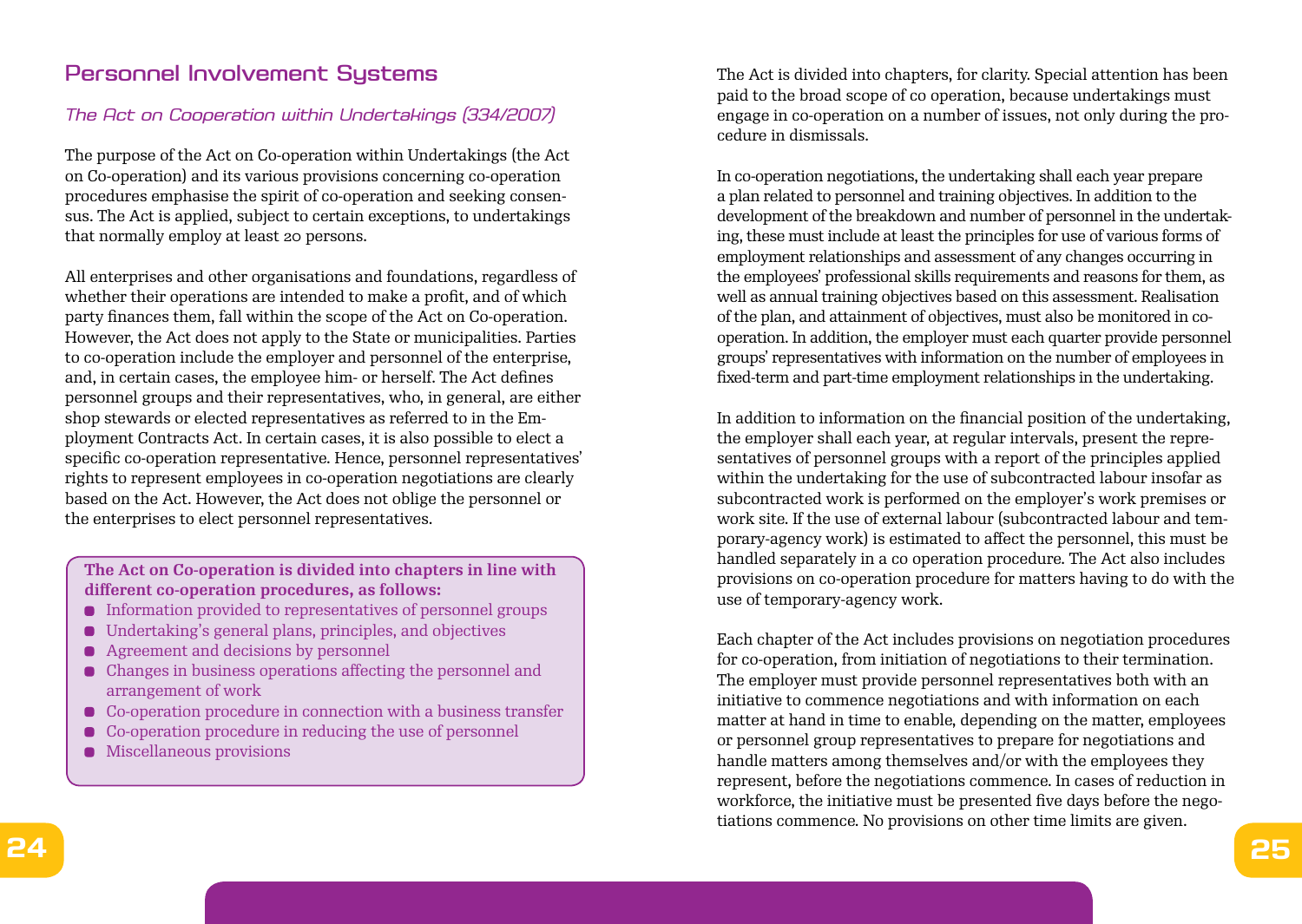## Personnel Involvement Systems

### *The Act on Cooperation within Undertakings (334/2007)*

The purpose of the Act on Co-operation within Undertakings (the Act on Co-operation) and its various provisions concerning co-operation procedures emphasise the spirit of co-operation and seeking consensus. The Act is applied, subject to certain exceptions, to undertakings that normally employ at least 20 persons.

All enterprises and other organisations and foundations, regardless of whether their operations are intended to make a profit, and of which party finances them, fall within the scope of the Act on Co-operation. However, the Act does not apply to the State or municipalities. Parties to co-operation include the employer and personnel of the enterprise, and, in certain cases, the employee him- or herself. The Act defines personnel groups and their representatives, who, in general, are either shop stewards or elected representatives as referred to in the Employment Contracts Act. In certain cases, it is also possible to elect a specific co-operation representative. Hence, personnel representatives' rights to represent employees in co-operation negotiations are clearly based on the Act. However, the Act does not oblige the personnel or the enterprises to elect personnel representatives.

**The Act on Co-operation is divided into chapters in line with different co-operation procedures, as follows:**

- Information provided to representatives of personnel groups
- Undertaking's general plans, principles, and objectives
- Agreement and decisions by personnel
- Changes in business operations affecting the personnel and arrangement of work
- Co-operation procedure in connection with a business transfer
- Co-operation procedure in reducing the use of personnel
- Miscellaneous provisions

The Act is divided into chapters, for clarity. Special attention has been paid to the broad scope of co operation, because undertakings must engage in co-operation on a number of issues, not only during the procedure in dismissals.

In co-operation negotiations, the undertaking shall each year prepare a plan related to personnel and training objectives. In addition to the development of the breakdown and number of personnel in the undertaking, these must include at least the principles for use of various forms of employment relationships and assessment of any changes occurring in the employees' professional skills requirements and reasons for them, as well as annual training objectives based on this assessment. Realisation of the plan, and attainment of objectives, must also be monitored in co-operation. In addition, the employer must each quarter provide personnel groups' representatives with information on the number of employees in fixed-term and part-time employment relationships in the undertaking.

In addition to information on the financial position of the undertaking, the employer shall each year, at regular intervals, present the representatives of personnel groups with a report of the principles applied within the undertaking for the use of subcontracted labour insofar as subcontracted work is performed on the employer's work premises or work site. If the use of external labour (subcontracted labour and temporary-agency work) is estimated to affect the personnel, this must be handled separately in a co operation procedure. The Act also includes provisions on co-operation procedure for matters having to do with the use of temporary-agency work.

Each chapter of the Act includes provisions on negotiation procedures for co-operation, from initiation of negotiations to their termination. The employer must provide personnel representatives both with an initiative to commence negotiations and with information on each matter at hand in time to enable, depending on the matter, employees or personnel group representatives to prepare for negotiations and handle matters among themselves and/or with the employees they represent, before the negotiations commence. In cases of reduction in workforce, the initiative must be presented five days before the negotiations commence. No provisions on other time limits are given.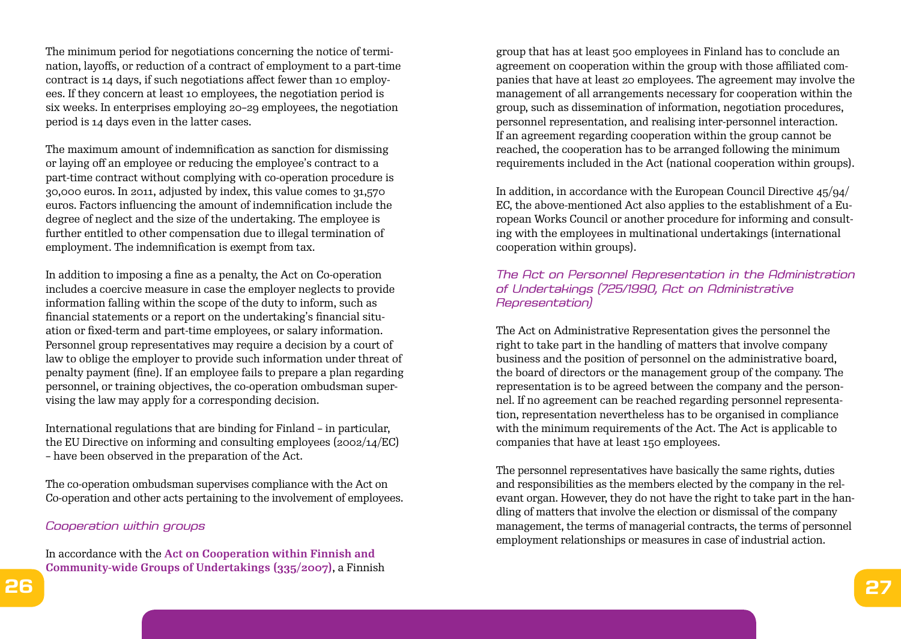The minimum period for negotiations concerning the notice of termination, layoffs, or reduction of a contract of employment to a part-time contract is 14 days, if such negotiations affect fewer than 10 employees. If they concern at least 10 employees, the negotiation period is six weeks. In enterprises employing 20–29 employees, the negotiation period is 14 days even in the latter cases.

The maximum amount of indemnification as sanction for dismissing or laying off an employee or reducing the employee's contract to a part-time contract without complying with co-operation procedure is 30,000 euros. In 2011, adjusted by index, this value comes to 31,570 euros. Factors influencing the amount of indemnification include the degree of neglect and the size of the undertaking. The employee is further entitled to other compensation due to illegal termination of employment. The indemnification is exempt from tax.

In addition to imposing a fine as a penalty, the Act on Co-operation includes a coercive measure in case the employer neglects to provide information falling within the scope of the duty to inform, such as financial statements or a report on the undertaking's financial situation or fixed-term and part-time employees, or salary information. Personnel group representatives may require a decision by a court of law to oblige the employer to provide such information under threat of penalty payment (fine). If an employee fails to prepare a plan regarding personnel, or training objectives, the co-operation ombudsman supervising the law may apply for a corresponding decision.

International regulations that are binding for Finland – in particular, the EU Directive on informing and consulting employees (2002/14/EC) – have been observed in the preparation of the Act.

The co-operation ombudsman supervises compliance with the Act on Co-operation and other acts pertaining to the involvement of employees.

### *Cooperation within groups*

In accordance with the **Act on Cooperation within Finnish and Community-wide Groups of Undertakings (335/2007)**, a Finnish group that has at least 500 employees in Finland has to conclude an agreement on cooperation within the group with those affiliated companies that have at least 20 employees. The agreement may involve the management of all arrangements necessary for cooperation within the group, such as dissemination of information, negotiation procedures, personnel representation, and realising inter-personnel interaction. If an agreement regarding cooperation within the group cannot be reached, the cooperation has to be arranged following the minimum requirements included in the Act (national cooperation within groups).

In addition, in accordance with the European Council Directive 45/94/EC, the above-mentioned Act also applies to the establishment of a European Works Council or another procedure for informing and consulting with the employees in multinational undertakings (international cooperation within groups).

### *The Act on Personnel Representation in the Administration of Undertakings (725/1990, Act on Administrative Representation)*

The Act on Administrative Representation gives the personnel the right to take part in the handling of matters that involve company business and the position of personnel on the administrative board, the board of directors or the management group of the company. The representation is to be agreed between the company and the personnel. If no agreement can be reached regarding personnel representation, representation nevertheless has to be organised in compliance with the minimum requirements of the Act. The Act is applicable to companies that have at least 150 employees.

The personnel representatives have basically the same rights, duties and responsibilities as the members elected by the company in the relevant organ. However, they do not have the right to take part in the handling of matters that involve the election or dismissal of the company management, the terms of managerial contracts, the terms of personnel employment relationships or measures in case of industrial action.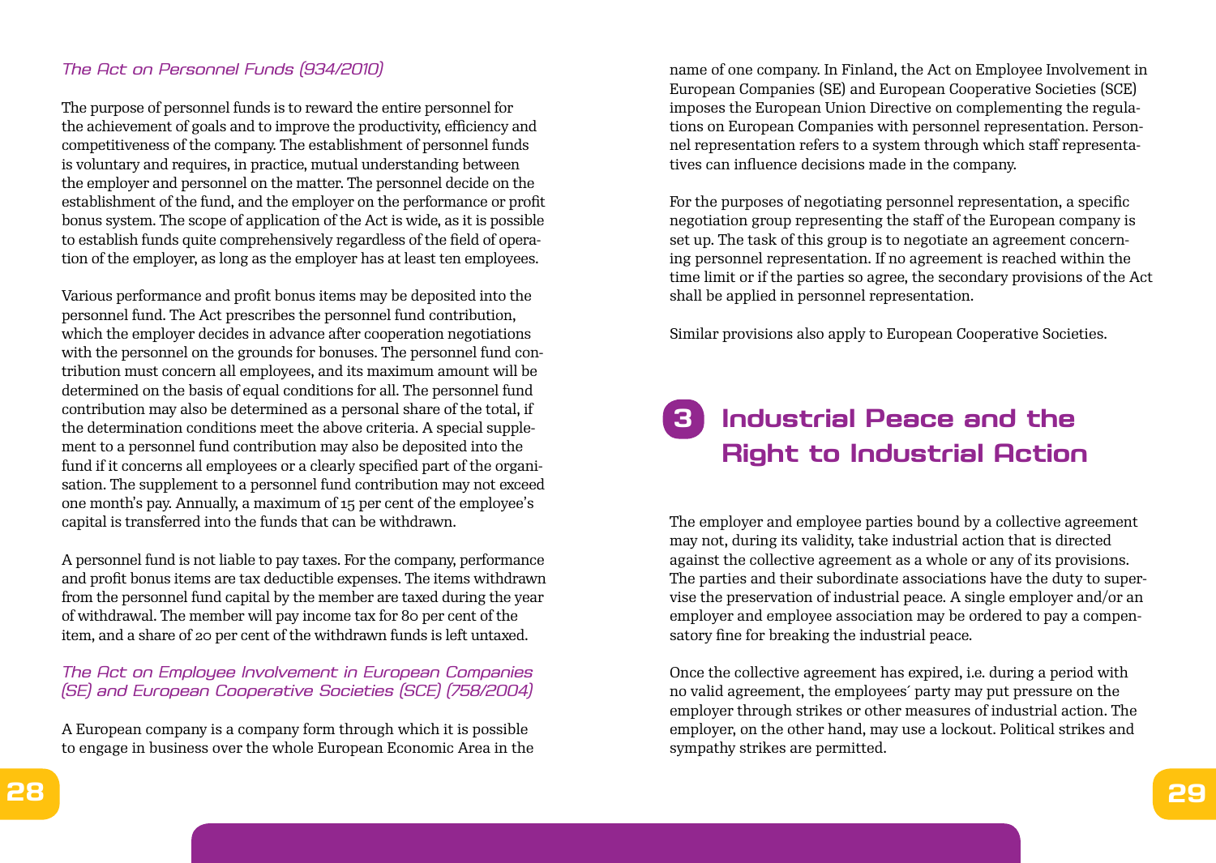### *The Act on Personnel Funds (934/2010)*

The purpose of personnel funds is to reward the entire personnel for the achievement of goals and to improve the productivity, efficiency and competitiveness of the company. The establishment of personnel funds is voluntary and requires, in practice, mutual understanding between the employer and personnel on the matter. The personnel decide on the establishment of the fund, and the employer on the performance or profit bonus system. The scope of application of the Act is wide, as it is possible to establish funds quite comprehensively regardless of the field of operation of the employer, as long as the employer has at least ten employees.

Various performance and profit bonus items may be deposited into the personnel fund. The Act prescribes the personnel fund contribution, which the employer decides in advance after cooperation negotiations with the personnel on the grounds for bonuses. The personnel fund contribution must concern all employees, and its maximum amount will be determined on the basis of equal conditions for all. The personnel fund contribution may also be determined as a personal share of the total, if the determination conditions meet the above criteria. A special supplement to a personnel fund contribution may also be deposited into the fund if it concerns all employees or a clearly specified part of the organisation. The supplement to a personnel fund contribution may not exceed one month's pay. Annually, a maximum of 15 per cent of the employee's capital is transferred into the funds that can be withdrawn.

A personnel fund is not liable to pay taxes. For the company, performance and profit bonus items are tax deductible expenses. The items withdrawn from the personnel fund capital by the member are taxed during the year of withdrawal. The member will pay income tax for 80 per cent of the item, and a share of 20 per cent of the withdrawn funds is left untaxed.

### *The Act on Employee Involvement in European Companies (SE) and European Cooperative Societies (SCE) (758/2004)*

A European company is a company form through which it is possible to engage in business over the whole European Economic Area in the name of one company. In Finland, the Act on Employee Involvement in European Companies (SE) and European Cooperative Societies (SCE) imposes the European Union Directive on complementing the regulations on European Companies with personnel representation. Personnel representation refers to a system through which staff representatives can influence decisions made in the company.

For the purposes of negotiating personnel representation, a specific negotiation group representing the staff of the European company is set up. The task of this group is to negotiate an agreement concerning personnel representation. If no agreement is reached within the time limit or if the parties so agree, the secondary provisions of the Act shall be applied in personnel representation.

Similar provisions also apply to European Cooperative Societies.

# 3 Industrial Peace and the Right to Industrial Action

The employer and employee parties bound by a collective agreement may not, during its validity, take industrial action that is directed against the collective agreement as a whole or any of its provisions. The parties and their subordinate associations have the duty to supervise the preservation of industrial peace. A single employer and/or an employer and employee association may be ordered to pay a compensatory fine for breaking the industrial peace.

Once the collective agreement has expired, i.e. during a period with no valid agreement, the employees´ party may put pressure on the employer through strikes or other measures of industrial action. The employer, on the other hand, may use a lockout. Political strikes and sympathy strikes are permitted.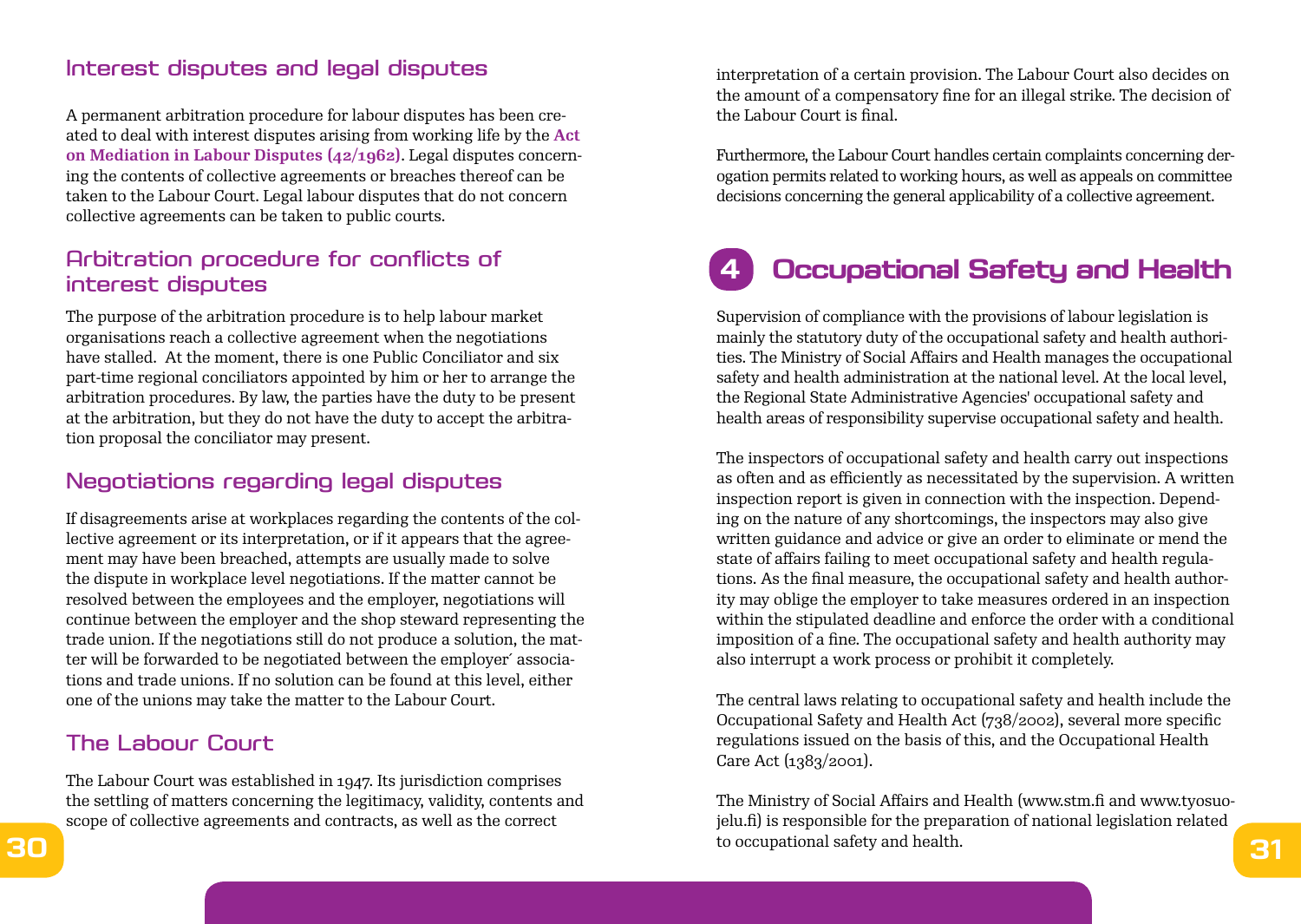## Interest disputes and legal disputes

A permanent arbitration procedure for labour disputes has been created to deal with interest disputes arising from working life by the **Act on Mediation in Labour Disputes (42/1962)**. Legal disputes concerning the contents of collective agreements or breaches thereof can be taken to the Labour Court. Legal labour disputes that do not concern collective agreements can be taken to public courts.

## Arbitration procedure for conflicts of interest disputes

The purpose of the arbitration procedure is to help labour market organisations reach a collective agreement when the negotiations have stalled. At the moment, there is one Public Conciliator and six part-time regional conciliators appointed by him or her to arrange the arbitration procedures. By law, the parties have the duty to be present at the arbitration, but they do not have the duty to accept the arbitration proposal the conciliator may present.

## Negotiations regarding legal disputes

If disagreements arise at workplaces regarding the contents of the collective agreement or its interpretation, or if it appears that the agreement may have been breached, attempts are usually made to solve the dispute in workplace level negotiations. If the matter cannot be resolved between the employees and the employer, negotiations will continue between the employer and the shop steward representing the trade union. If the negotiations still do not produce a solution, the matter will be forwarded to be negotiated between the employer´ associations and trade unions. If no solution can be found at this level, either one of the unions may take the matter to the Labour Court.

## The Labour Court

The Labour Court was established in 1947. Its jurisdiction comprises the settling of matters concerning the legitimacy, validity, contents and scope of collective agreements and contracts, as well as the correct interpretation of a certain provision. The Labour Court also decides on the amount of a compensatory fine for an illegal strike. The decision of the Labour Court is final.

Furthermore, the Labour Court handles certain complaints concerning derogation permits related to working hours, as well as appeals on committee decisions concerning the general applicability of a collective agreement.

# 4 Occupational Safety and Health

Supervision of compliance with the provisions of labour legislation is mainly the statutory duty of the occupational safety and health authorities. The Ministry of Social Affairs and Health manages the occupational safety and health administration at the national level. At the local level, the Regional State Administrative Agencies' occupational safety and health areas of responsibility supervise occupational safety and health.

The inspectors of occupational safety and health carry out inspections as often and as efficiently as necessitated by the supervision. A written inspection report is given in connection with the inspection. Depending on the nature of any shortcomings, the inspectors may also give written guidance and advice or give an order to eliminate or mend the state of affairs failing to meet occupational safety and health regulations. As the final measure, the occupational safety and health authority may oblige the employer to take measures ordered in an inspection within the stipulated deadline and enforce the order with a conditional imposition of a fine. The occupational safety and health authority may also interrupt a work process or prohibit it completely.

The central laws relating to occupational safety and health include the Occupational Safety and Health Act (738/2002), several more specific regulations issued on the basis of this, and the Occupational Health Care Act (1383/2001).

The Ministry of Social Affairs and Health (www.stm.fi and www.tyosuojelu.fi) is responsible for the preparation of national legislation related to occupational safety and health.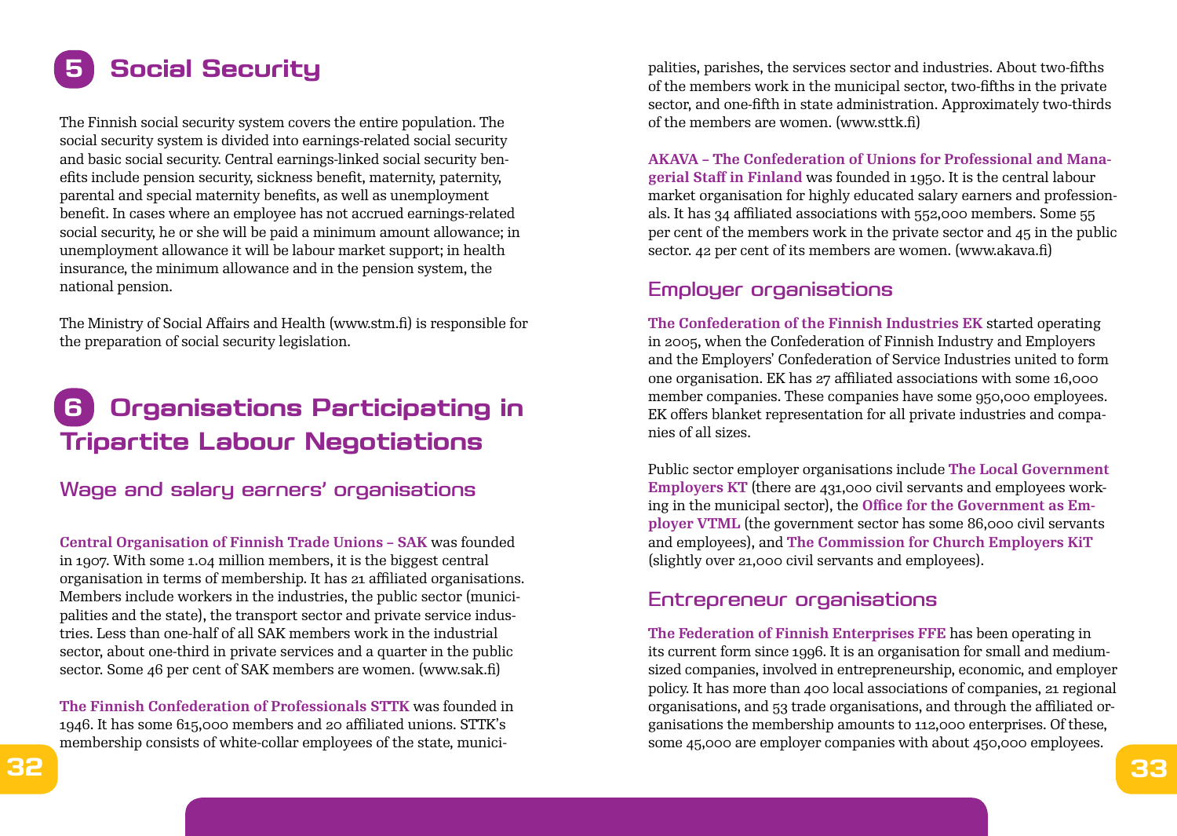# 5 Social Security

The Finnish social security system covers the entire population. The social security system is divided into earnings-related social security and basic social security. Central earnings-linked social security benefits include pension security, sickness benefit, maternity, paternity, parental and special maternity benefits, as well as unemployment benefit. In cases where an employee has not accrued earnings-related social security, he or she will be paid a minimum amount allowance; in unemployment allowance it will be labour market support; in health insurance, the minimum allowance and in the pension system, the national pension.

The Ministry of Social Affairs and Health (www.stm.fi) is responsible for the preparation of social security legislation.

# 6 Organisations Participating in Tripartite Labour Negotiations

## Wage and salary earners' organisations

**Central Organisation of Finnish Trade Unions – SAK** was founded in 1907. With some 1.04 million members, it is the biggest central organisation in terms of membership. It has 21 affiliated organisations. Members include workers in the industries, the public sector (municipalities and the state), the transport sector and private service industries. Less than one-half of all SAK members work in the industrial sector, about one-third in private services and a quarter in the public sector. Some 46 per cent of SAK members are women. (www.sak.fi)

**The Finnish Confederation of Professionals STTK** was founded in 1946. It has some 615,000 members and 20 affiliated unions. STTK's membership consists of white-collar employees of the state, municipalities, parishes, the services sector and industries. About two-fifths of the members work in the municipal sector, two-fifths in the private sector, and one-fifth in state administration. Approximately two-thirds of the members are women. (www.sttk.fi)

**AKAVA – The Confederation of Unions for Professional and Managerial Staff in Finland** was founded in 1950. It is the central labour market organisation for highly educated salary earners and professionals. It has 34 affiliated associations with 552,000 members. Some 55 per cent of the members work in the private sector and 45 in the public sector. 42 per cent of its members are women. (www.akava.fi)

## Employer organisations

**The Confederation of the Finnish Industries EK** started operating in 2005, when the Confederation of Finnish Industry and Employers and the Employers' Confederation of Service Industries united to form one organisation. EK has 27 affiliated associations with some 16,000 member companies. These companies have some 950,000 employees. EK offers blanket representation for all private industries and companies of all sizes.

Public sector employer organisations include **The Local Government Employers KT** (there are 431,000 civil servants and employees working in the municipal sector), the **Office for the Government as Employer VTML** (the government sector has some 86,000 civil servants and employees), and **The Commission for Church Employers KiT** (slightly over 21,000 civil servants and employees).

## Entrepreneur organisations

**The Federation of Finnish Enterprises FFE** has been operating in its current form since 1996. It is an organisation for small and medium-sized companies, involved in entrepreneurship, economic, and employer policy. It has more than 400 local associations of companies, 21 regional organisations, and 53 trade organisations, and through the affiliated organisations the membership amounts to 112,000 enterprises. Of these, some 45,000 are employer companies with about 450,000 employees.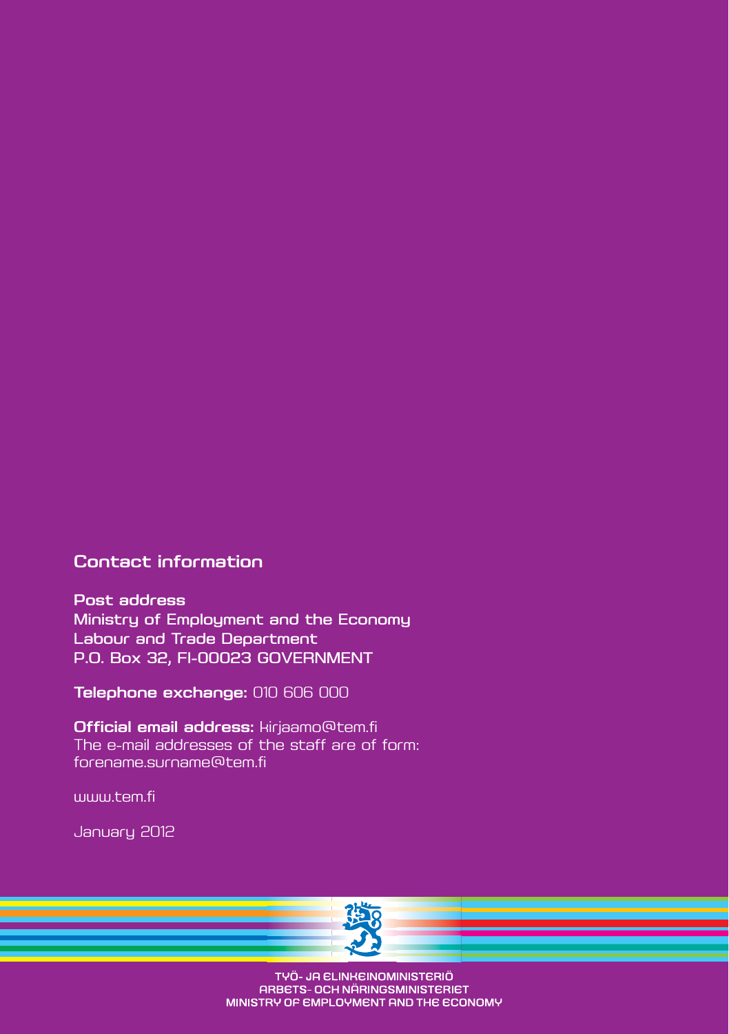## Contact information

**Post address**
Ministry of Employment and the Economy
Labour and Trade Department
P.O. Box 32, FI-00023 GOVERNMENT

**Telephone exchange:** 010 606 000

**Official email address:** kirjaamo@tem.fi
The e-mail addresses of the staff are of form:
forename.surname@tem.fi

www.tem.fi

January 2012

TYÖ- JA ELINKEINOMINISTERIÖ
ARBETS- OCH NÄRINGSMINISTERIET
MINISTRY OF EMPLOYMENT AND THE ECONOMY